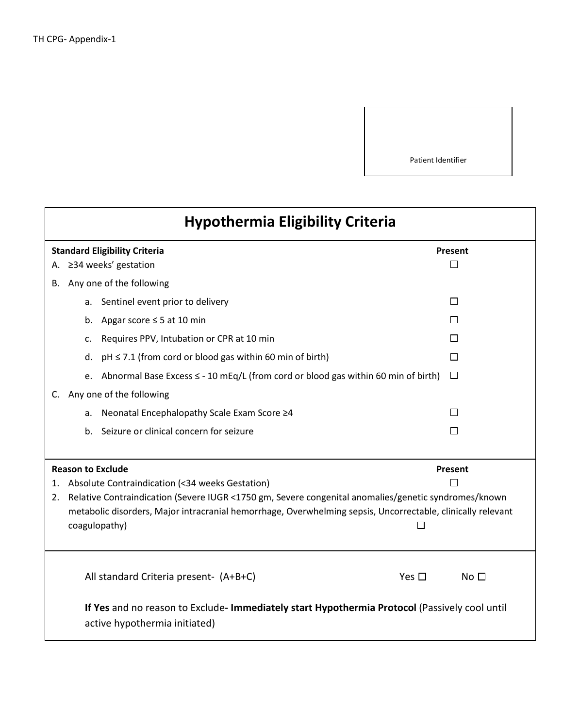TH CPG- Appendix-1

Patient Identifier

# Hypothermia Eligibility Criteria

| **Standard Eligibility Criteria** | **Present** |
| --- | --- |
| A. ≥34 weeks' gestation | ☐ |
| B. Any one of the following | |
| a. Sentinel event prior to delivery | ☐ |
| b. Apgar score ≤ 5 at 10 min | ☐ |
| c. Requires PPV, Intubation or CPR at 10 min | ☐ |
| d. pH ≤ 7.1 (from cord or blood gas within 60 min of birth) | ☐ |
| e. Abnormal Base Excess ≤ - 10 mEq/L (from cord or blood gas within 60 min of birth) | ☐ |
| C. Any one of the following | |
| a. Neonatal Encephalopathy Scale Exam Score ≥4 | ☐ |
| b. Seizure or clinical concern for seizure | ☐ |

| **Reason to Exclude** | **Present** |
| --- | --- |
| 1. Absolute Contraindication (<34 weeks Gestation) | ☐ |
| 2. Relative Contraindication (Severe IUGR <1750 gm, Severe congenital anomalies/genetic syndromes/known metabolic disorders, Major intracranial hemorrhage, Overwhelming sepsis, Uncorrectable, clinically relevant coagulopathy) | ☐ |

All standard Criteria present- (A+B+C) Yes ☐ No ☐

**If Yes** and no reason to Exclude**- Immediately start Hypothermia Protocol** (Passively cool until active hypothermia initiated)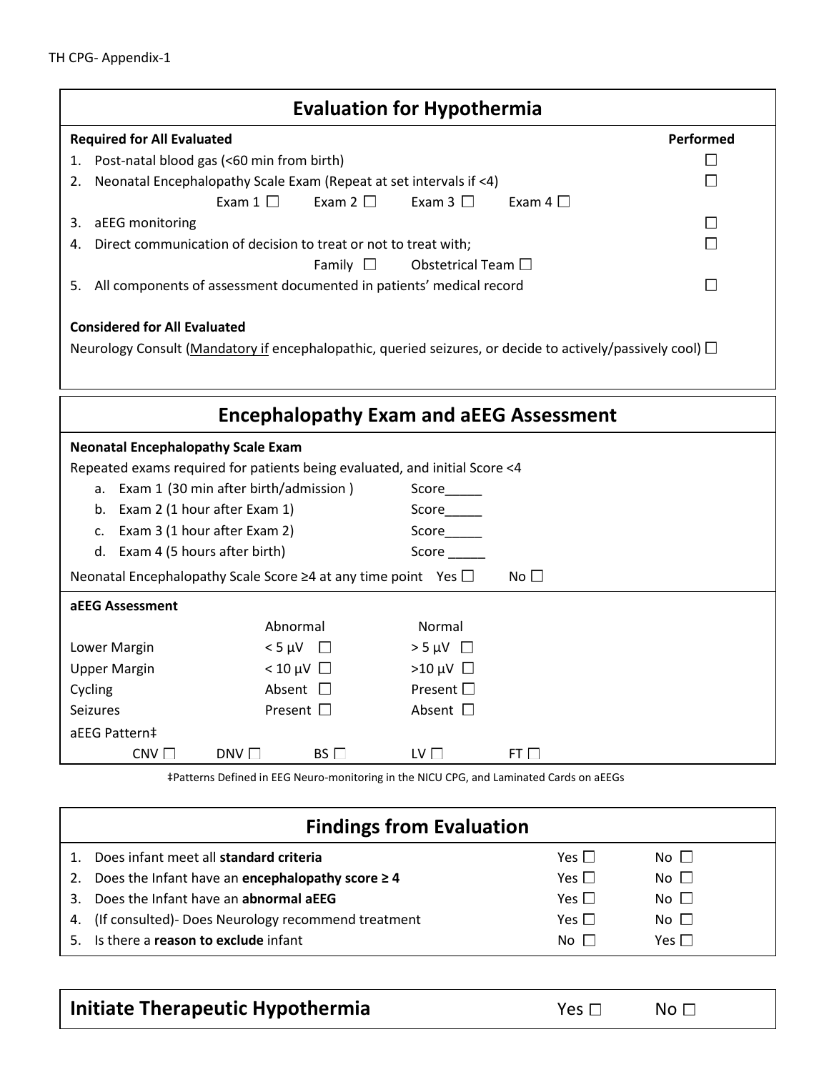TH CPG- Appendix-1

## Evaluation for Hypothermia

| **Required for All Evaluated** | **Performed** |
|---|---|
| 1. Post-natal blood gas (<60 min from birth) | ☐ |
| 2. Neonatal Encephalopathy Scale Exam (Repeat at set intervals if <4) | ☐ |
| Exam 1 ☐ Exam 2 ☐ Exam 3 ☐ Exam 4 ☐ | |
| 3. aEEG monitoring | ☐ |
| 4. Direct communication of decision to treat or not to treat with; | ☐ |
| Family ☐ Obstetrical Team ☐ | |
| 5. All components of assessment documented in patients' medical record | ☐ |

**Considered for All Evaluated**

Neurology Consult (Mandatory if encephalopathic, queried seizures, or decide to actively/passively cool) ☐

## Encephalopathy Exam and aEEG Assessment

**Neonatal Encephalopathy Scale Exam**

Repeated exams required for patients being evaluated, and initial Score <4

a. Exam 1 (30 min after birth/admission ) Score_____
b. Exam 2 (1 hour after Exam 1) Score_____
c. Exam 3 (1 hour after Exam 2) Score_____
d. Exam 4 (5 hours after birth) Score _____

Neonatal Encephalopathy Scale Score ≥4 at any time point Yes ☐ No ☐

**aEEG Assessment**

| | Abnormal | Normal |
|---|---|---|
| Lower Margin | < 5 µV ☐ | > 5 µV ☐ |
| Upper Margin | < 10 µV ☐ | >10 µV ☐ |
| Cycling | Absent ☐ | Present ☐ |
| Seizures | Present ☐ | Absent ☐ |

aEEG Pattern‡

CNV ☐ DNV ☐ BS ☐ LV ☐ FT ☐

‡Patterns Defined in EEG Neuro-monitoring in the NICU CPG, and Laminated Cards on aEEGs

## Findings from Evaluation

| | | |
|---|---|---|
| 1. Does infant meet all **standard criteria** | Yes ☐ | No ☐ |
| 2. Does the Infant have an **encephalopathy score ≥ 4** | Yes ☐ | No ☐ |
| 3. Does the Infant have an **abnormal aEEG** | Yes ☐ | No ☐ |
| 4. (If consulted)- Does Neurology recommend treatment | Yes ☐ | No ☐ |
| 5. Is there a **reason to exclude** infant | No ☐ | Yes ☐ |

## Initiate Therapeutic Hypothermia

Yes ☐ No ☐